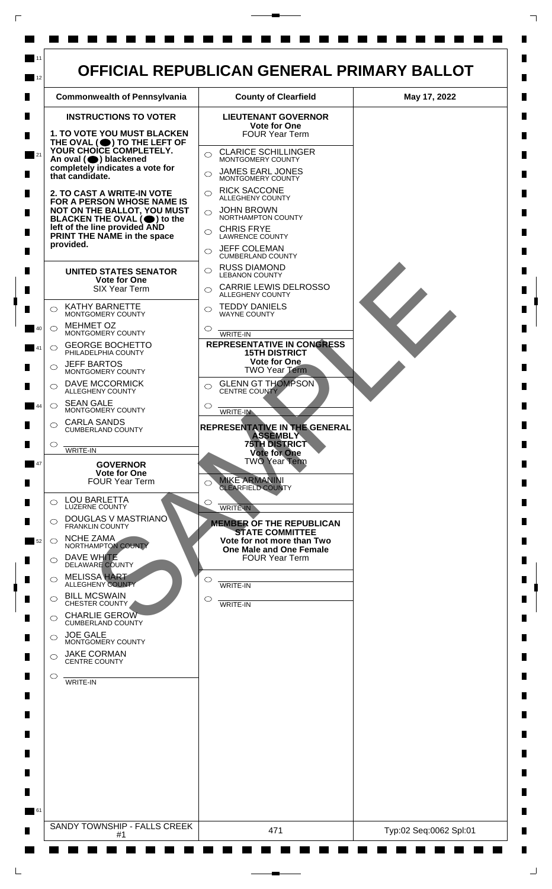# OFFICIAL REPUBLICAN GENERAL PRIMARY BALLOT

| Commonwealth of Pennsylvania | County of Clearfield | May 17, 2022 |
|---|---|---|

## INSTRUCTIONS TO VOTER

**1. TO VOTE YOU MUST BLACKEN THE OVAL (⬤) TO THE LEFT OF YOUR CHOICE COMPLETELY. An oval (⬤) blackened completely indicates a vote for that candidate.**

**2. TO CAST A WRITE-IN VOTE FOR A PERSON WHOSE NAME IS NOT ON THE BALLOT, YOU MUST BLACKEN THE OVAL (⬤) to the left of the line provided AND PRINT THE NAME in the space provided.**

### UNITED STATES SENATOR
**Vote for One**
SIX Year Term

- ◯ KATHY BARNETTE — MONTGOMERY COUNTY
- ◯ MEHMET OZ — MONTGOMERY COUNTY
- ◯ GEORGE BOCHETTO — PHILADELPHIA COUNTY
- ◯ JEFF BARTOS — MONTGOMERY COUNTY
- ◯ DAVE MCCORMICK — ALLEGHENY COUNTY
- ◯ SEAN GALE — MONTGOMERY COUNTY
- ◯ CARLA SANDS — CUMBERLAND COUNTY
- ◯ ________ WRITE-IN

### GOVERNOR
**Vote for One**
FOUR Year Term

- ◯ LOU BARLETTA — LUZERNE COUNTY
- ◯ DOUGLAS V MASTRIANO — FRANKLIN COUNTY
- ◯ NCHE ZAMA — NORTHAMPTON COUNTY
- ◯ DAVE WHITE — DELAWARE COUNTY
- ◯ MELISSA HART — ALLEGHENY COUNTY
- ◯ BILL MCSWAIN — CHESTER COUNTY
- ◯ CHARLIE GEROW — CUMBERLAND COUNTY
- ◯ JOE GALE — MONTGOMERY COUNTY
- ◯ JAKE CORMAN — CENTRE COUNTY
- ◯ ________ WRITE-IN

### LIEUTENANT GOVERNOR
**Vote for One**
FOUR Year Term

- ◯ CLARICE SCHILLINGER — MONTGOMERY COUNTY
- ◯ JAMES EARL JONES — MONTGOMERY COUNTY
- ◯ RICK SACCONE — ALLEGHENY COUNTY
- ◯ JOHN BROWN — NORTHAMPTON COUNTY
- ◯ CHRIS FRYE — LAWRENCE COUNTY
- ◯ JEFF COLEMAN — CUMBERLAND COUNTY
- ◯ RUSS DIAMOND — LEBANON COUNTY
- ◯ CARRIE LEWIS DELROSSO — ALLEGHENY COUNTY
- ◯ TEDDY DANIELS — WAYNE COUNTY
- ◯ ________ WRITE-IN

### REPRESENTATIVE IN CONGRESS 15TH DISTRICT
**Vote for One**
TWO Year Term

- ◯ GLENN GT THOMPSON — CENTRE COUNTY
- ◯ ________ WRITE-IN

### REPRESENTATIVE IN THE GENERAL ASSEMBLY 75TH DISTRICT
**Vote for One**
TWO Year Term

- ◯ MIKE ARMANINI — CLEARFIELD COUNTY
- ◯ ________ WRITE-IN

### MEMBER OF THE REPUBLICAN STATE COMMITTEE
**Vote for not more than Two**
**One Male and One Female**
FOUR Year Term

- ◯ ________ WRITE-IN
- ◯ ________ WRITE-IN

SAMPLE

| SANDY TOWNSHIP - FALLS CREEK #1 | 471 | Typ:02 Seq:0062 Spl:01 |
|---|---|---|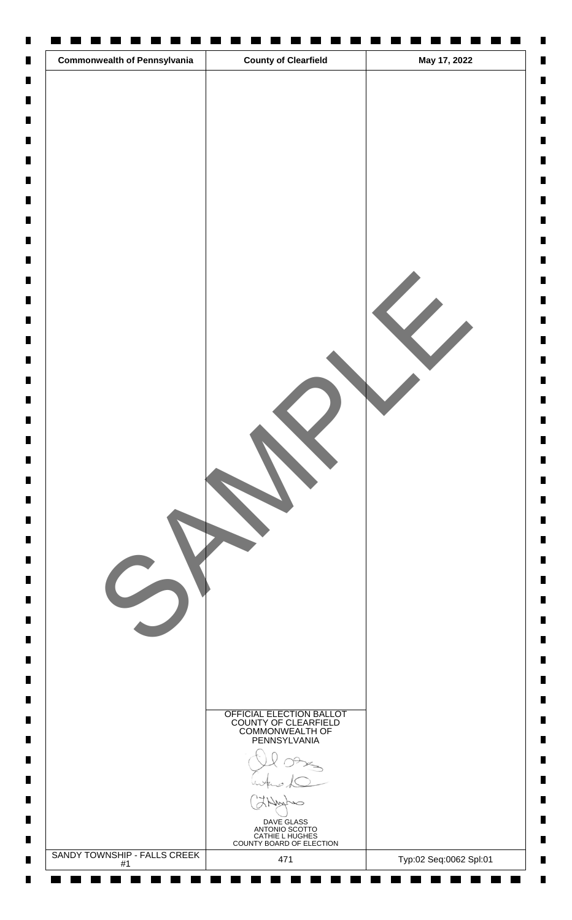| Commonwealth of Pennsylvania | County of Clearfield | May 17, 2022 |
|---|---|---|
| | OFFICIAL ELECTION BALLOT<br>COUNTY OF CLEARFIELD<br>COMMONWEALTH OF PENNSYLVANIA<br><br>DAVE GLASS<br>ANTONIO SCOTTO<br>CATHIE L HUGHES<br>COUNTY BOARD OF ELECTION | |
| SANDY TOWNSHIP - FALLS CREEK #1 | 471 | Typ:02 Seq:0062 Spl:01 |

SAMPLE